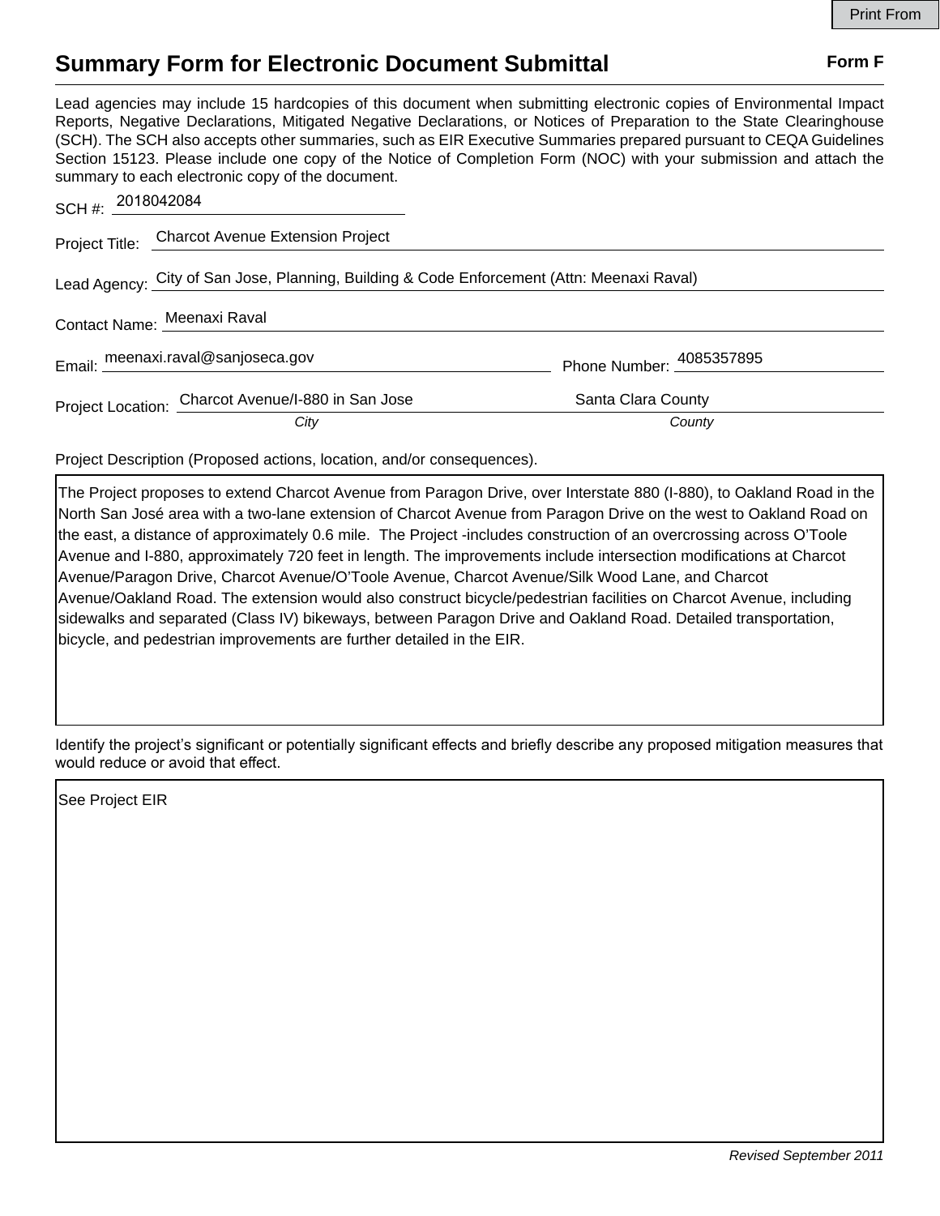Print From

# Summary Form for Electronic Document Submittal

**Form F**

Lead agencies may include 15 hardcopies of this document when submitting electronic copies of Environmental Impact Reports, Negative Declarations, Mitigated Negative Declarations, or Notices of Preparation to the State Clearinghouse (SCH). The SCH also accepts other summaries, such as EIR Executive Summaries prepared pursuant to CEQA Guidelines Section 15123. Please include one copy of the Notice of Completion Form (NOC) with your submission and attach the summary to each electronic copy of the document.

SCH #: 2018042084

Project Title: Charcot Avenue Extension Project

Lead Agency: City of San Jose, Planning, Building & Code Enforcement (Attn: Meenaxi Raval)

Contact Name: Meenaxi Raval

Email: meenaxi.raval@sanjoseca.gov

Phone Number: 4085357895

Project Location: Charcot Avenue/I-880 in San Jose (*City*) — Santa Clara County (*County*)

Project Description (Proposed actions, location, and/or consequences).

The Project proposes to extend Charcot Avenue from Paragon Drive, over Interstate 880 (I-880), to Oakland Road in the North San José area with a two-lane extension of Charcot Avenue from Paragon Drive on the west to Oakland Road on the east, a distance of approximately 0.6 mile. The Project -includes construction of an overcrossing across O'Toole Avenue and I-880, approximately 720 feet in length. The improvements include intersection modifications at Charcot Avenue/Paragon Drive, Charcot Avenue/O'Toole Avenue, Charcot Avenue/Silk Wood Lane, and Charcot Avenue/Oakland Road. The extension would also construct bicycle/pedestrian facilities on Charcot Avenue, including sidewalks and separated (Class IV) bikeways, between Paragon Drive and Oakland Road. Detailed transportation, bicycle, and pedestrian improvements are further detailed in the EIR.

Identify the project's significant or potentially significant effects and briefly describe any proposed mitigation measures that would reduce or avoid that effect.

See Project EIR

*Revised September 2011*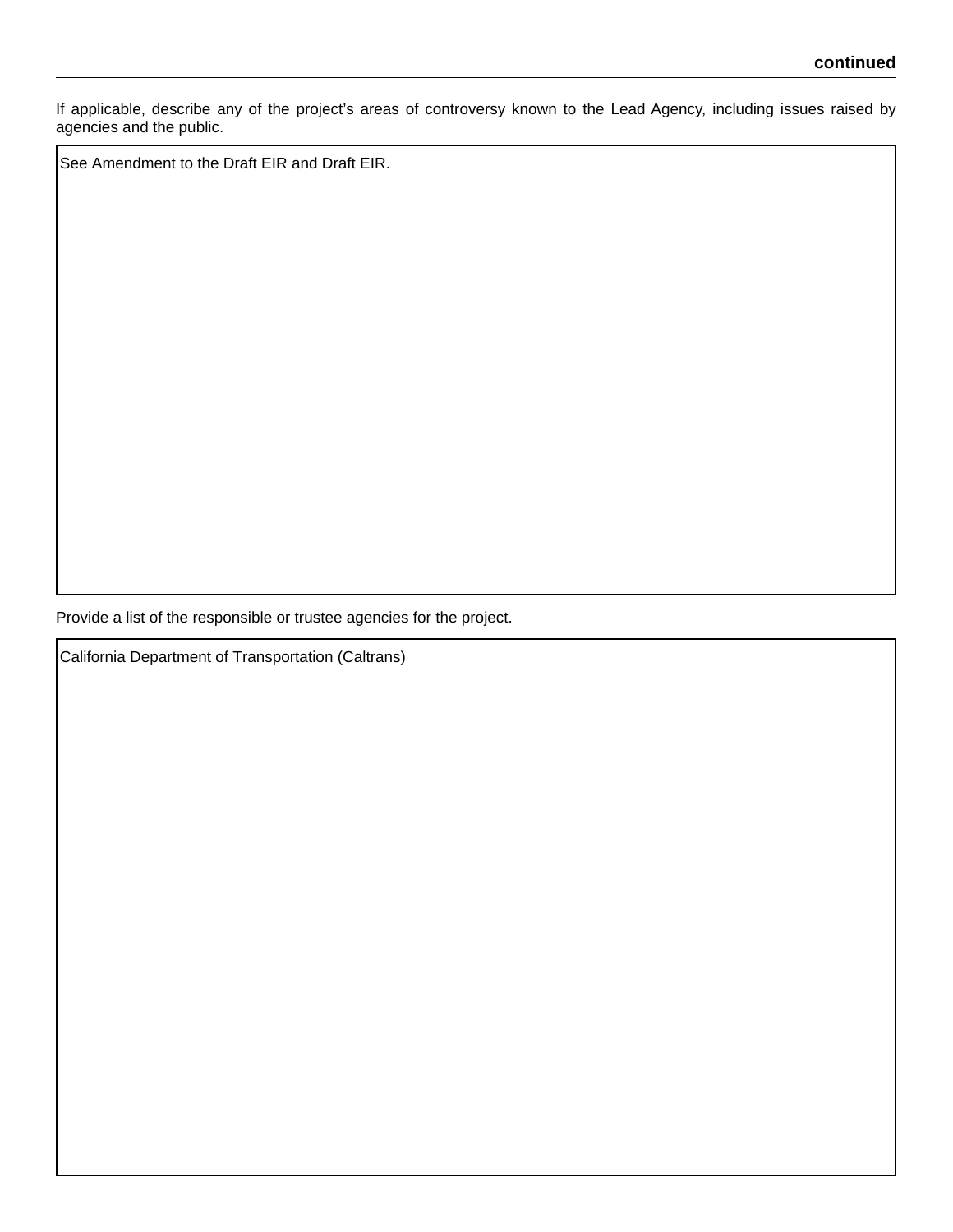**continued**

If applicable, describe any of the project's areas of controversy known to the Lead Agency, including issues raised by agencies and the public.

| |
|---|
| See Amendment to the Draft EIR and Draft EIR. |

Provide a list of the responsible or trustee agencies for the project.

| |
|---|
| California Department of Transportation (Caltrans) |